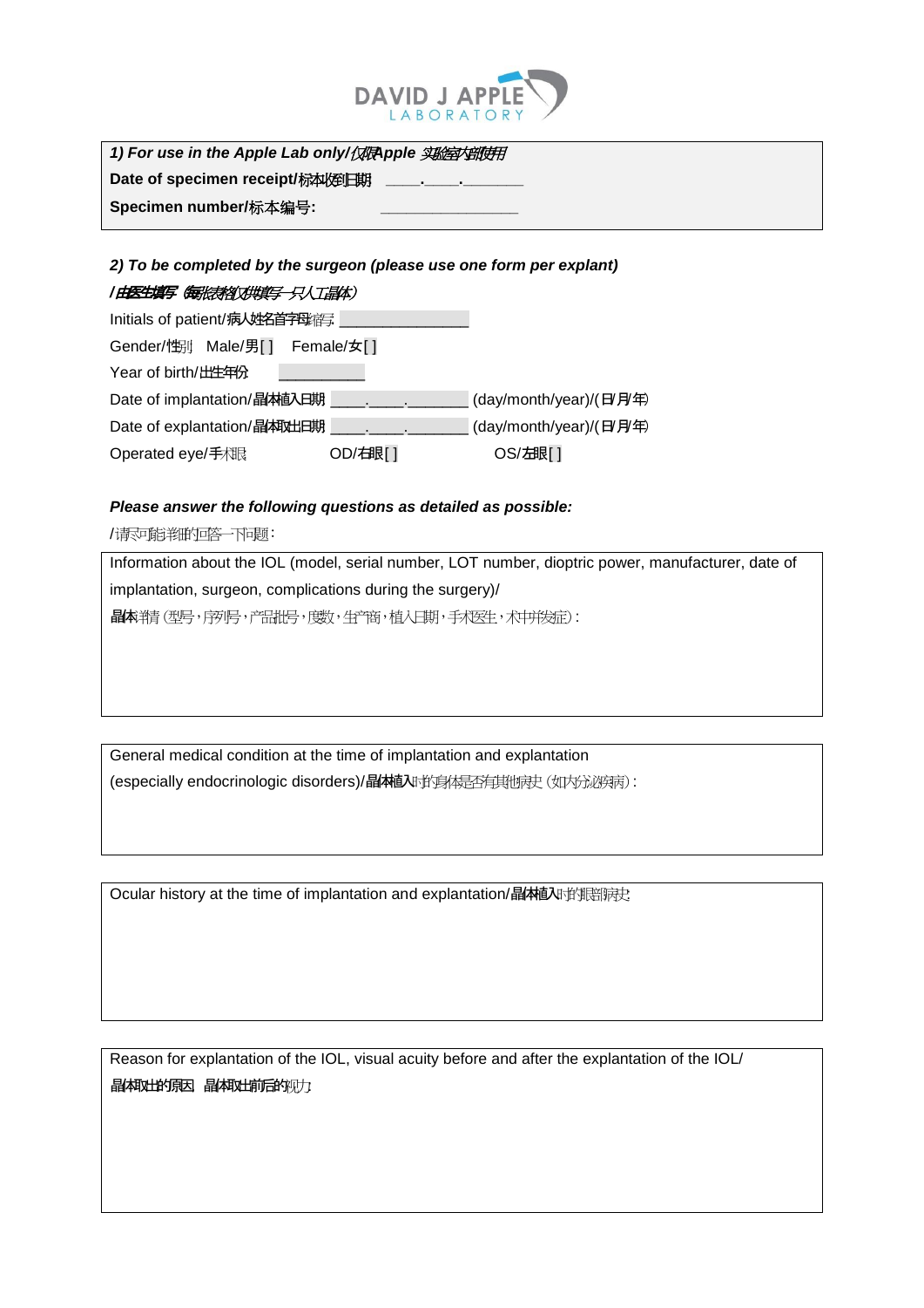DAVID J APPLE LABORATORY

| **1) *For use in the Apple Lab only/仅限Apple 实验室内部使用*** |
|---|
| **Date of specimen receipt/标本收到日期** ____.____._______ |
| **Specimen number/标本编号:** ________________ |

***2) To be completed by the surgeon (please use one form per explant)***

***/由医生填写 (每张表格仅供填写一只人工晶体)***

Initials of patient/病人姓名首字母缩写: _______________

Gender/性别 Male/男[ ] Female/女[ ]

Year of birth/出生年份 __________

Date of implantation/晶体植入日期 ____.____._______ (day/month/year)/(日/月/年)

Date of explantation/晶体取出日期 ____.____._______ (day/month/year)/(日/月/年)

Operated eye/手术眼 OD/右眼[ ] OS/左眼[ ]

***Please answer the following questions as detailed as possible:***

/请尽可能详细的回答一下问题:

| Information about the IOL (model, serial number, LOT number, dioptric power, manufacturer, date of implantation, surgeon, complications during the surgery)/<br>**晶体**详情 (型号，序列号，产品批号，度数，生产商，植入日期，手术医生，术中并发症): |
|---|
| |

| General medical condition at the time of implantation and explantation<br>(especially endocrinologic disorders)/**晶体植入**时的身体是否有其他病史 (如内分泌疾病): |
|---|
| |

| Ocular history at the time of implantation and explantation/**晶体植入**时的眼部病史 |
|---|
| |

| Reason for explantation of the IOL, visual acuity before and after the explantation of the IOL/<br>**晶体取出的原因 晶体取出前后的**视力 |
|---|
| |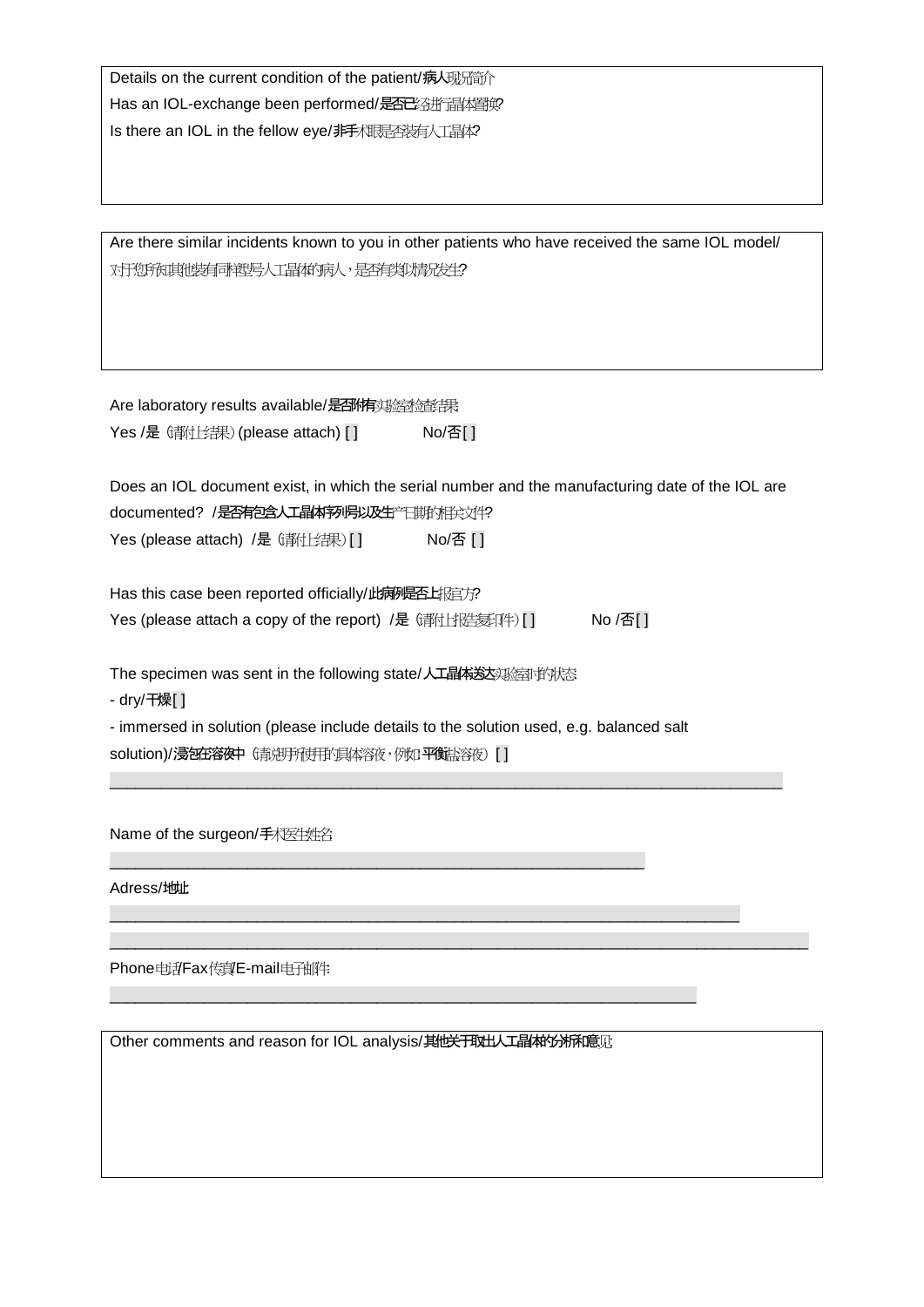Details on the current condition of the patient/病人现况简介

Has an IOL-exchange been performed/是否已经进行晶体置换?

Is there an IOL in the fellow eye/非手术眼是否装有人工晶体?

Are there similar incidents known to you in other patients who have received the same IOL model/对于您所知其他装有同样型号人工晶体的病人，是否有类似情况发生?

Are laboratory results available/是否附有实验室检查结果

Yes /是（请附上结果）(please attach) [ ]    No/否 [ ]

Does an IOL document exist, in which the serial number and the manufacturing date of the IOL are documented? /是否有包含人工晶体序列号以及生产日期的相关文件?

Yes (please attach) /是（请附上结果）[ ]    No/否 [ ]

Has this case been reported officially/此病例是否上报官方?

Yes (please attach a copy of the report) /是（请附上报告复印件）[ ]    No /否 [ ]

The specimen was sent in the following state/人工晶体送达实验室时的状态

- dry/干燥 [ ]
- immersed in solution (please include details to the solution used, e.g. balanced salt solution)/浸泡在溶液中（请说明所使用的具体溶液，例如：平衡盐溶液）[ ]

\_\_\_\_\_\_\_\_\_\_\_\_\_\_\_\_\_\_\_\_\_\_\_\_\_\_\_\_\_\_\_\_\_\_\_\_\_\_\_\_\_\_\_\_\_\_\_\_\_\_\_\_\_\_\_\_\_\_\_\_\_\_\_\_\_\_\_\_\_\_\_\_\_\_

Name of the surgeon/手术医生姓名

\_\_\_\_\_\_\_\_\_\_\_\_\_\_\_\_\_\_\_\_\_\_\_\_\_\_\_\_\_\_\_\_\_\_\_\_\_\_\_\_\_\_\_\_\_\_\_\_\_\_\_\_\_\_\_\_\_\_\_\_

Adress/地址

\_\_\_\_\_\_\_\_\_\_\_\_\_\_\_\_\_\_\_\_\_\_\_\_\_\_\_\_\_\_\_\_\_\_\_\_\_\_\_\_\_\_\_\_\_\_\_\_\_\_\_\_\_\_\_\_\_\_\_\_\_\_\_\_\_\_\_\_\_

\_\_\_\_\_\_\_\_\_\_\_\_\_\_\_\_\_\_\_\_\_\_\_\_\_\_\_\_\_\_\_\_\_\_\_\_\_\_\_\_\_\_\_\_\_\_\_\_\_\_\_\_\_\_\_\_\_\_\_\_\_\_\_\_\_\_\_\_\_\_\_\_\_\_\_\_\_

Phone电话/Fax传真/E-mail电子邮件:

\_\_\_\_\_\_\_\_\_\_\_\_\_\_\_\_\_\_\_\_\_\_\_\_\_\_\_\_\_\_\_\_\_\_\_\_\_\_\_\_\_\_\_\_\_\_\_\_\_\_\_\_\_\_\_\_\_\_\_\_\_\_\_\_

Other comments and reason for IOL analysis/其他关于取出人工晶体的分析和意见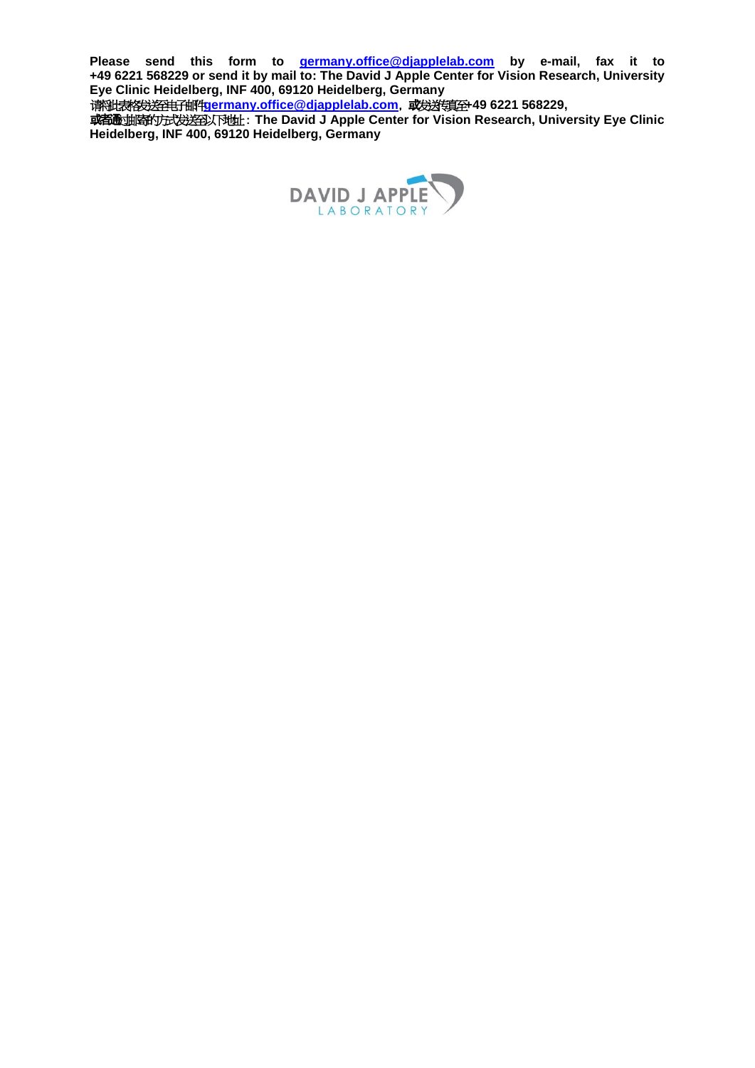**Please send this form to germany.office@djapplelab.com by e-mail, fax it to +49 6221 568229 or send it by mail to: The David J Apple Center for Vision Research, University Eye Clinic Heidelberg, INF 400, 69120 Heidelberg, Germany**

请将此表格发送至电子邮件**germany.office@djapplelab.com**，**或**发送传真至**+49 6221 568229,**

**或者通**过邮寄的方式发送到以下地址：**The David J Apple Center for Vision Research, University Eye Clinic Heidelberg, INF 400, 69120 Heidelberg, Germany**

DAVID J APPLE LABORATORY